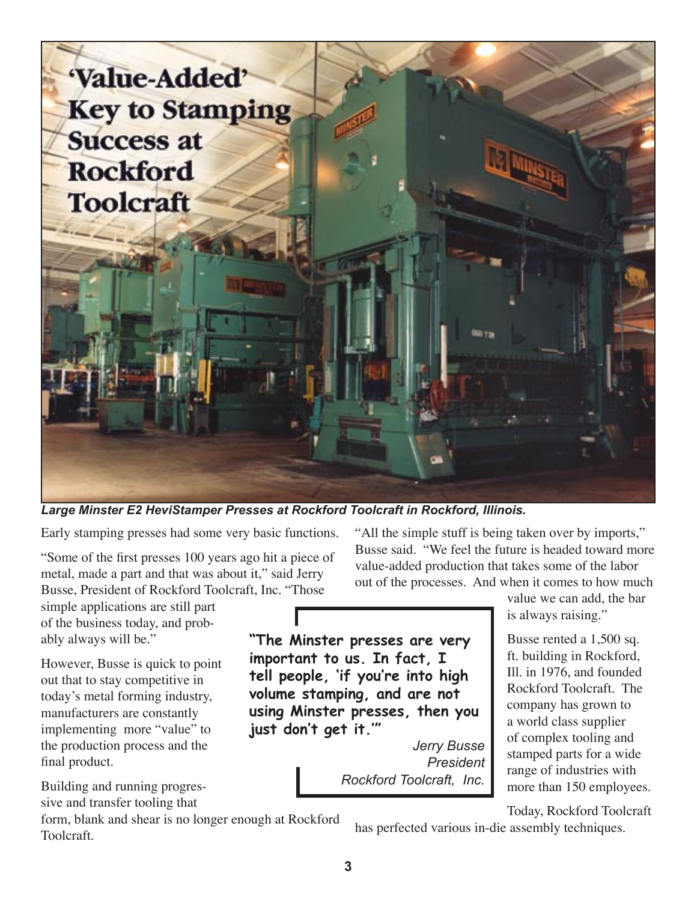# 'Value-Added' Key to Stamping Success at Rockford Toolcraft

***Large Minster E2 HeviStamper Presses at Rockford Toolcraft in Rockford, Illinois.***

Early stamping presses had some very basic functions.

"Some of the first presses 100 years ago hit a piece of metal, made a part and that was about it," said Jerry Busse, President of Rockford Toolcraft, Inc. "Those simple applications are still part of the business today, and probably always will be."

However, Busse is quick to point out that to stay competitive in today's metal forming industry, manufacturers are constantly implementing more "value" to the production process and the final product.

Building and running progressive and transfer tooling that form, blank and shear is no longer enough at Rockford Toolcraft.

> **"The Minster presses are very important to us. In fact, I tell people, 'if you're into high volume stamping, and are not using Minster presses, then you just don't get it.'"**
>
> *Jerry Busse*
> *President*
> *Rockford Toolcraft, Inc.*

"All the simple stuff is being taken over by imports," Busse said. "We feel the future is headed toward more value-added production that takes some of the labor out of the processes. And when it comes to how much value we can add, the bar is always raising."

Busse rented a 1,500 sq. ft. building in Rockford, Ill. in 1976, and founded Rockford Toolcraft. The company has grown to a world class supplier of complex tooling and stamped parts for a wide range of industries with more than 150 employees.

Today, Rockford Toolcraft has perfected various in-die assembly techniques.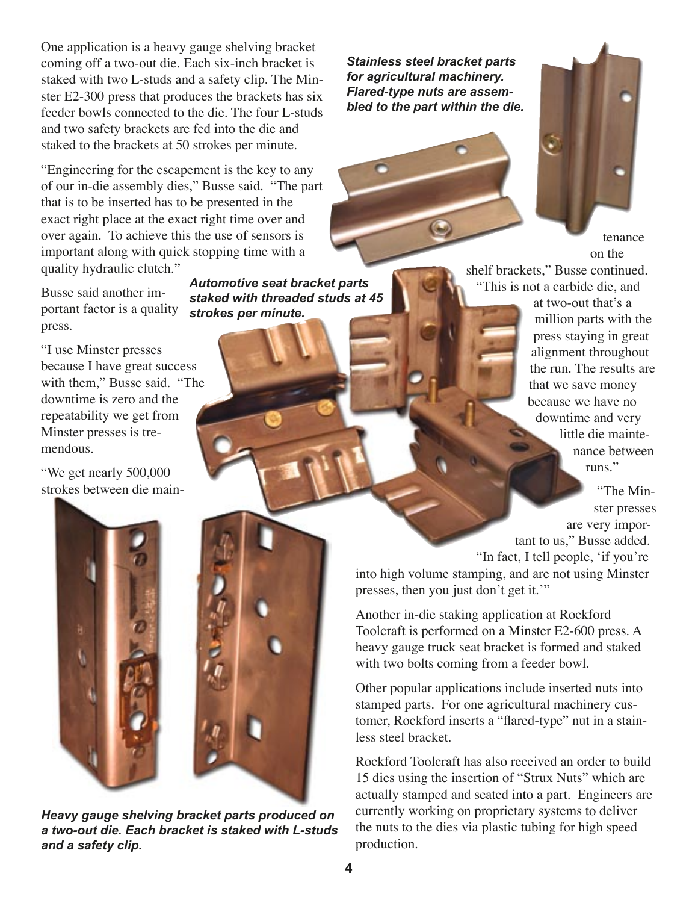One application is a heavy gauge shelving bracket coming off a two-out die. Each six-inch bracket is staked with two L-studs and a safety clip. The Minster E2-300 press that produces the brackets has six feeder bowls connected to the die. The four L-studs and two safety brackets are fed into the die and staked to the brackets at 50 strokes per minute.

"Engineering for the escapement is the key to any of our in-die assembly dies," Busse said. "The part that is to be inserted has to be presented in the exact right place at the exact right time over and over again. To achieve this the use of sensors is important along with quick stopping time with a quality hydraulic clutch."

Busse said another important factor is a quality press.

"I use Minster presses because I have great success with them," Busse said. "The downtime is zero and the repeatability we get from Minster presses is tremendous.

"We get nearly 500,000 strokes between die maintenance on the shelf brackets," Busse continued. "This is not a carbide die, and at two-out that's a million parts with the press staying in great alignment throughout the run. The results are that we save money because we have no downtime and very little die maintenance between runs."

"The Minster presses are very important to us," Busse added. "In fact, I tell people, 'if you're into high volume stamping, and are not using Minster presses, then you just don't get it.'"

Another in-die staking application at Rockford Toolcraft is performed on a Minster E2-600 press. A heavy gauge truck seat bracket is formed and staked with two bolts coming from a feeder bowl.

Other popular applications include inserted nuts into stamped parts. For one agricultural machinery customer, Rockford inserts a "flared-type" nut in a stainless steel bracket.

Rockford Toolcraft has also received an order to build 15 dies using the insertion of "Strux Nuts" which are actually stamped and seated into a part. Engineers are currently working on proprietary systems to deliver the nuts to the dies via plastic tubing for high speed production.

***Stainless steel bracket parts for agricultural machinery. Flared-type nuts are assembled to the part within the die.***

***Automotive seat bracket parts staked with threaded studs at 45 strokes per minute.***

***Heavy gauge shelving bracket parts produced on a two-out die. Each bracket is staked with L-studs and a safety clip.***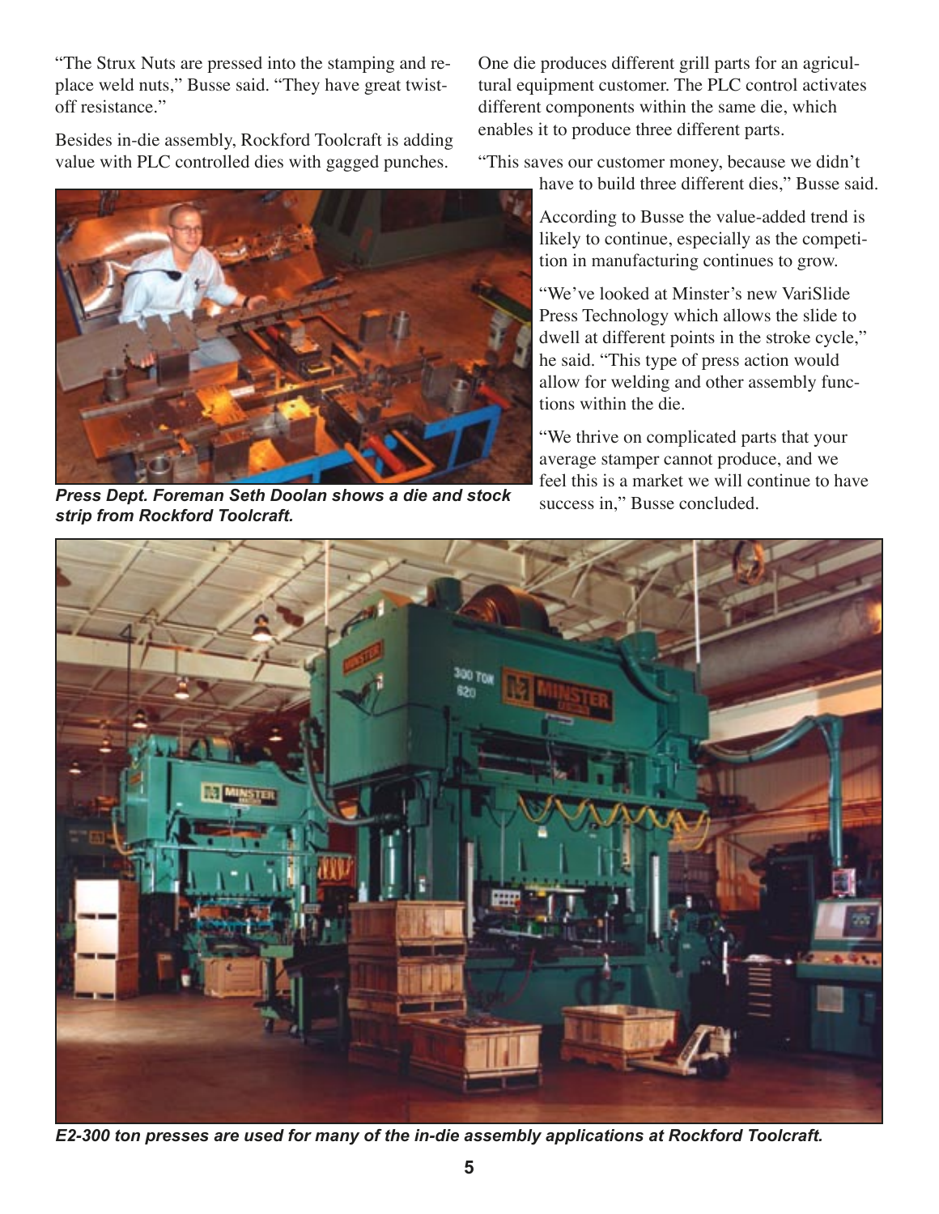"The Strux Nuts are pressed into the stamping and replace weld nuts," Busse said. "They have great twist-off resistance."

Besides in-die assembly, Rockford Toolcraft is adding value with PLC controlled dies with gagged punches.

***Press Dept. Foreman Seth Doolan shows a die and stock strip from Rockford Toolcraft.***

One die produces different grill parts for an agricultural equipment customer. The PLC control activates different components within the same die, which enables it to produce three different parts.

"This saves our customer money, because we didn't have to build three different dies," Busse said.

According to Busse the value-added trend is likely to continue, especially as the competition in manufacturing continues to grow.

"We've looked at Minster's new VariSlide Press Technology which allows the slide to dwell at different points in the stroke cycle," he said. "This type of press action would allow for welding and other assembly functions within the die.

"We thrive on complicated parts that your average stamper cannot produce, and we feel this is a market we will continue to have success in," Busse concluded.

***E2-300 ton presses are used for many of the in-die assembly applications at Rockford Toolcraft.***